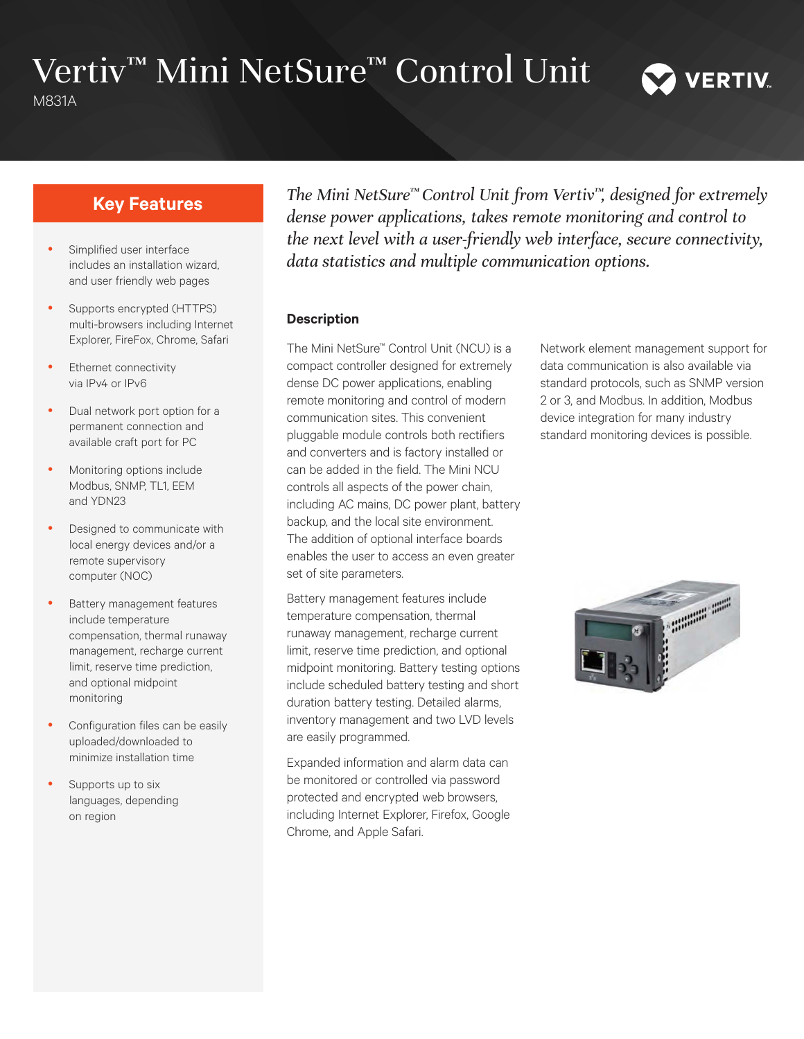# Vertiv™ Mini NetSure™ Control Unit

M831A

## Key Features

- Simplified user interface includes an installation wizard, and user friendly web pages
- Supports encrypted (HTTPS) multi-browsers including Internet Explorer, FireFox, Chrome, Safari
- Ethernet connectivity via IPv4 or IPv6
- Dual network port option for a permanent connection and available craft port for PC
- Monitoring options include Modbus, SNMP, TL1, EEM and YDN23
- Designed to communicate with local energy devices and/or a remote supervisory computer (NOC)
- Battery management features include temperature compensation, thermal runaway management, recharge current limit, reserve time prediction, and optional midpoint monitoring
- Configuration files can be easily uploaded/downloaded to minimize installation time
- Supports up to six languages, depending on region

*The Mini NetSure™ Control Unit from Vertiv™, designed for extremely dense power applications, takes remote monitoring and control to the next level with a user-friendly web interface, secure connectivity, data statistics and multiple communication options.*

### Description

The Mini NetSure™ Control Unit (NCU) is a compact controller designed for extremely dense DC power applications, enabling remote monitoring and control of modern communication sites. This convenient pluggable module controls both rectifiers and converters and is factory installed or can be added in the field. The Mini NCU controls all aspects of the power chain, including AC mains, DC power plant, battery backup, and the local site environment. The addition of optional interface boards enables the user to access an even greater set of site parameters.

Battery management features include temperature compensation, thermal runaway management, recharge current limit, reserve time prediction, and optional midpoint monitoring. Battery testing options include scheduled battery testing and short duration battery testing. Detailed alarms, inventory management and two LVD levels are easily programmed.

Expanded information and alarm data can be monitored or controlled via password protected and encrypted web browsers, including Internet Explorer, Firefox, Google Chrome, and Apple Safari.

Network element management support for data communication is also available via standard protocols, such as SNMP version 2 or 3, and Modbus. In addition, Modbus device integration for many industry standard monitoring devices is possible.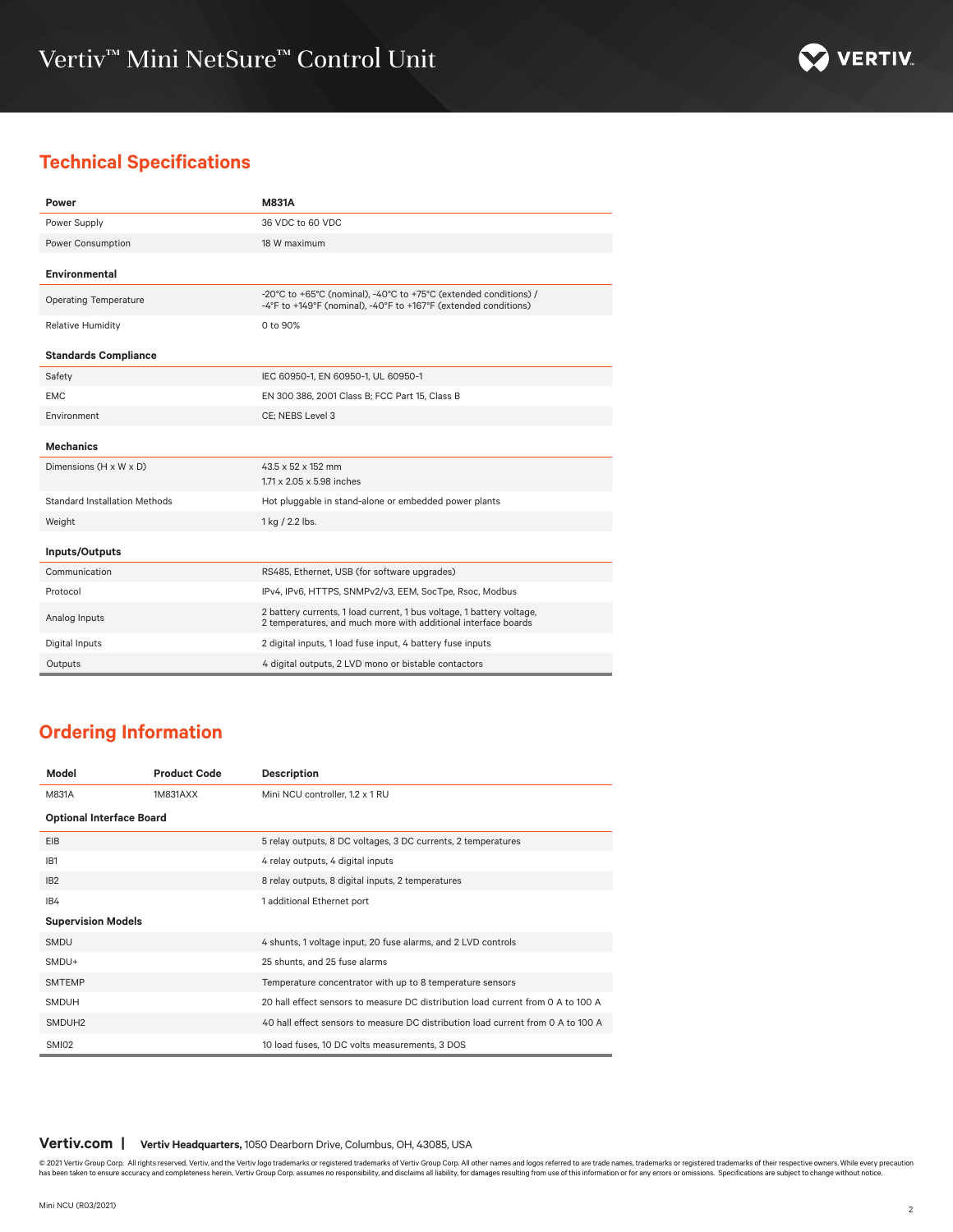## Technical Specifications

| Power | M831A |
|---|---|
| Power Supply | 36 VDC to 60 VDC |
| Power Consumption | 18 W maximum |
| **Environmental** | |
| Operating Temperature | -20°C to +65°C (nominal), -40°C to +75°C (extended conditions) / -4°F to +149°F (nominal), -40°F to +167°F (extended conditions) |
| Relative Humidity | 0 to 90% |
| **Standards Compliance** | |
| Safety | IEC 60950-1, EN 60950-1, UL 60950-1 |
| EMC | EN 300 386, 2001 Class B; FCC Part 15, Class B |
| Environment | CE; NEBS Level 3 |
| **Mechanics** | |
| Dimensions (H x W x D) | 43.5 x 52 x 152 mm<br>1.71 x 2.05 x 5.98 inches |
| Standard Installation Methods | Hot pluggable in stand-alone or embedded power plants |
| Weight | 1 kg / 2.2 lbs. |
| **Inputs/Outputs** | |
| Communication | RS485, Ethernet, USB (for software upgrades) |
| Protocol | IPv4, IPv6, HTTPS, SNMPv2/v3, EEM, SocTpe, Rsoc, Modbus |
| Analog Inputs | 2 battery currents, 1 load current, 1 bus voltage, 1 battery voltage, 2 temperatures, and much more with additional interface boards |
| Digital Inputs | 2 digital inputs, 1 load fuse input, 4 battery fuse inputs |
| Outputs | 4 digital outputs, 2 LVD mono or bistable contactors |

## Ordering Information

| Model | Product Code | Description |
|---|---|---|
| M831A | 1M831AXX | Mini NCU controller, 1.2 x 1 RU |
| **Optional Interface Board** | | |
| EIB | | 5 relay outputs, 8 DC voltages, 3 DC currents, 2 temperatures |
| IB1 | | 4 relay outputs, 4 digital inputs |
| IB2 | | 8 relay outputs, 8 digital inputs, 2 temperatures |
| IB4 | | 1 additional Ethernet port |
| **Supervision Models** | | |
| SMDU | | 4 shunts, 1 voltage input, 20 fuse alarms, and 2 LVD controls |
| SMDU+ | | 25 shunts, and 25 fuse alarms |
| SMTEMP | | Temperature concentrator with up to 8 temperature sensors |
| SMDUH | | 20 hall effect sensors to measure DC distribution load current from 0 A to 100 A |
| SMDUH2 | | 40 hall effect sensors to measure DC distribution load current from 0 A to 100 A |
| SMI02 | | 10 load fuses, 10 DC volts measurements, 3 DOS |

**Vertiv.com** | **Vertiv Headquarters,** 1050 Dearborn Drive, Columbus, OH, 43085, USA

© 2021 Vertiv Group Corp. All rights reserved. Vertiv, and the Vertiv logo trademarks or registered trademarks of Vertiv Group Corp. All other names and logos referred to are trade names, trademarks or registered trademarks of their respective owners. While every precaution has been taken to ensure accuracy and completeness herein, Vertiv Group Corp. assumes no responsibility, and disclaims all liability, for damages resulting from use of this information or for any errors or omissions. Specifications are subject to change without notice.

Mini NCU (R03/2021)